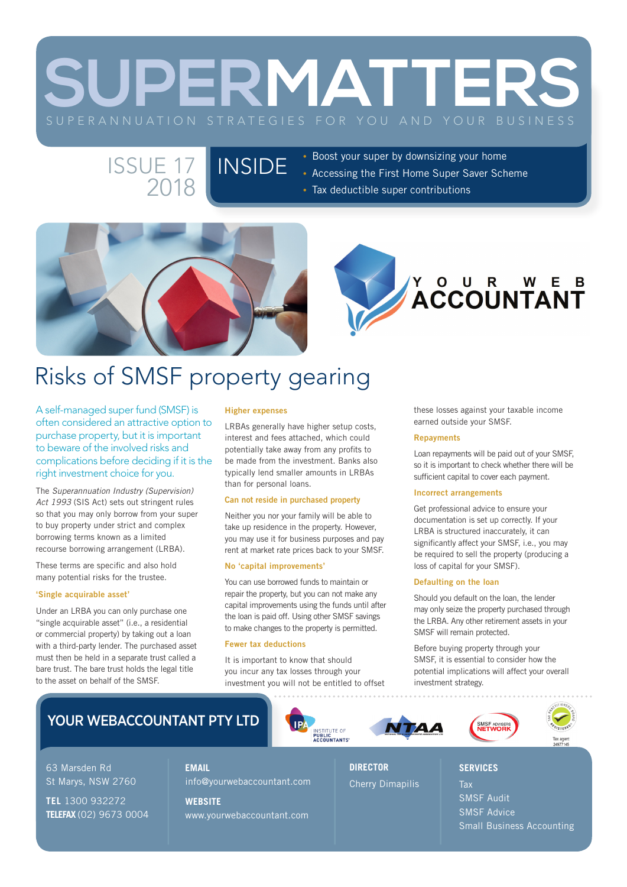# SUPERMATTERS

SUPERANNUATION STRATEGIES FOR YOU AND YOUR BUSINESS

ISSUE 17
2018

## INSIDE

- Boost your super by downsizing your home
- Accessing the First Home Super Saver Scheme
- Tax deductible super contributions

YOUR WEB ACCOUNTANT

# Risks of SMSF property gearing

A self-managed super fund (SMSF) is often considered an attractive option to purchase property, but it is important to beware of the involved risks and complications before deciding if it is the right investment choice for you.

The *Superannuation Industry (Supervision) Act 1993* (SIS Act) sets out stringent rules so that you may only borrow from your super to buy property under strict and complex borrowing terms known as a limited recourse borrowing arrangement (LRBA).

These terms are specific and also hold many potential risks for the trustee.

### 'Single acquirable asset'

Under an LRBA you can only purchase one "single acquirable asset" (i.e., a residential or commercial property) by taking out a loan with a third-party lender. The purchased asset must then be held in a separate trust called a bare trust. The bare trust holds the legal title to the asset on behalf of the SMSF.

### Higher expenses

LRBAs generally have higher setup costs, interest and fees attached, which could potentially take away from any profits to be made from the investment. Banks also typically lend smaller amounts in LRBAs than for personal loans.

### Can not reside in purchased property

Neither you nor your family will be able to take up residence in the property. However, you may use it for business purposes and pay rent at market rate prices back to your SMSF.

### No 'capital improvements'

You can use borrowed funds to maintain or repair the property, but you can not make any capital improvements using the funds until after the loan is paid off. Using other SMSF savings to make changes to the property is permitted.

### Fewer tax deductions

It is important to know that should you incur any tax losses through your investment you will not be entitled to offset these losses against your taxable income earned outside your SMSF.

### Repayments

Loan repayments will be paid out of your SMSF, so it is important to check whether there will be sufficient capital to cover each payment.

### Incorrect arrangements

Get professional advice to ensure your documentation is set up correctly. If your LRBA is structured inaccurately, it can significantly affect your SMSF, i.e., you may be required to sell the property (producing a loss of capital for your SMSF).

### Defaulting on the loan

Should you default on the loan, the lender may only seize the property purchased through the LRBA. Any other retirement assets in your SMSF will remain protected.

Before buying property through your SMSF, it is essential to consider how the potential implications will affect your overall investment strategy.

## YOUR WEBACCOUNTANT PTY LTD

IPA INSTITUTE OF PUBLIC ACCOUNTANTS | NTAA | SMSF ADVISERS NETWORK | Tax agent 24977145

63 Marsden Rd
St Marys, NSW 2760

**TEL** 1300 932272
**TELEFAX** (02) 9673 0004

**EMAIL**
info@yourwebaccountant.com

**WEBSITE**
www.yourwebaccountant.com

**DIRECTOR**
Cherry Dimapilis

**SERVICES**
Tax
SMSF Audit
SMSF Advice
Small Business Accounting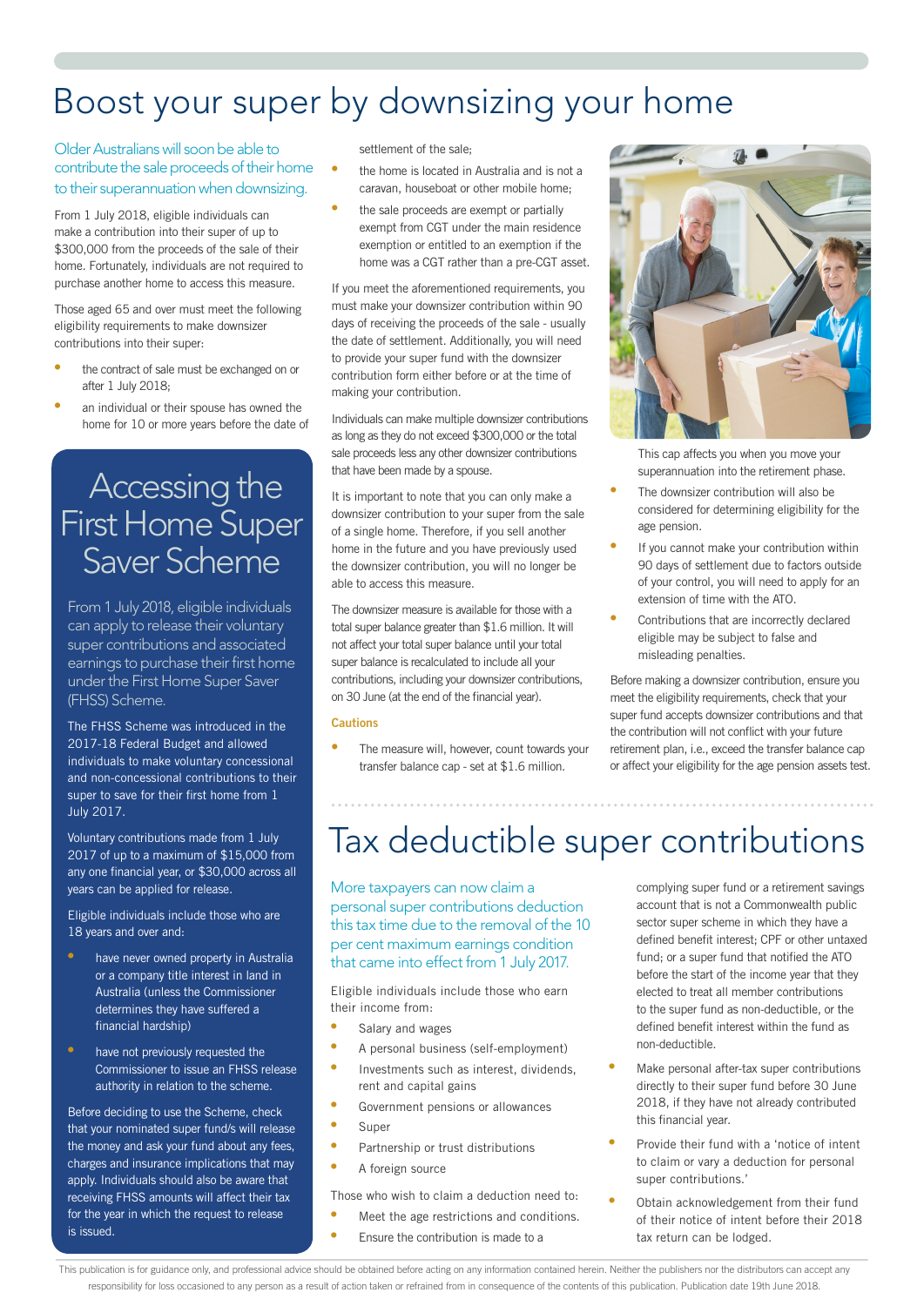# Boost your super by downsizing your home

Older Australians will soon be able to contribute the sale proceeds of their home to their superannuation when downsizing.

From 1 July 2018, eligible individuals can make a contribution into their super of up to $300,000 from the proceeds of the sale of their home. Fortunately, individuals are not required to purchase another home to access this measure.

Those aged 65 and over must meet the following eligibility requirements to make downsizer contributions into their super:

- the contract of sale must be exchanged on or after 1 July 2018;
- an individual or their spouse has owned the home for 10 or more years before the date of settlement of the sale;
- the home is located in Australia and is not a caravan, houseboat or other mobile home;
- the sale proceeds are exempt or partially exempt from CGT under the main residence exemption or entitled to an exemption if the home was a CGT rather than a pre-CGT asset.

If you meet the aforementioned requirements, you must make your downsizer contribution within 90 days of receiving the proceeds of the sale - usually the date of settlement. Additionally, you will need to provide your super fund with the downsizer contribution form either before or at the time of making your contribution.

Individuals can make multiple downsizer contributions as long as they do not exceed $300,000 or the total sale proceeds less any other downsizer contributions that have been made by a spouse.

It is important to note that you can only make a downsizer contribution to your super from the sale of a single home. Therefore, if you sell another home in the future and you have previously used the downsizer contribution, you will no longer be able to access this measure.

The downsizer measure is available for those with a total super balance greater than $1.6 million. It will not affect your total super balance until your total super balance is recalculated to include all your contributions, including your downsizer contributions, on 30 June (at the end of the financial year).

### Cautions

- The measure will, however, count towards your transfer balance cap - set at $1.6 million. This cap affects you when you move your superannuation into the retirement phase.
- The downsizer contribution will also be considered for determining eligibility for the age pension.
- If you cannot make your contribution within 90 days of settlement due to factors outside of your control, you will need to apply for an extension of time with the ATO.
- Contributions that are incorrectly declared eligible may be subject to false and misleading penalties.

Before making a downsizer contribution, ensure you meet the eligibility requirements, check that your super fund accepts downsizer contributions and that the contribution will not conflict with your future retirement plan, i.e., exceed the transfer balance cap or affect your eligibility for the age pension assets test.

## Accessing the First Home Super Saver Scheme

From 1 July 2018, eligible individuals can apply to release their voluntary super contributions and associated earnings to purchase their first home under the First Home Super Saver (FHSS) Scheme.

The FHSS Scheme was introduced in the 2017-18 Federal Budget and allowed individuals to make voluntary concessional and non-concessional contributions to their super to save for their first home from 1 July 2017.

Voluntary contributions made from 1 July 2017 of up to a maximum of $15,000 from any one financial year, or $30,000 across all years can be applied for release.

Eligible individuals include those who are 18 years and over and:

- have never owned property in Australia or a company title interest in land in Australia (unless the Commissioner determines they have suffered a financial hardship)
- have not previously requested the Commissioner to issue an FHSS release authority in relation to the scheme.

Before deciding to use the Scheme, check that your nominated super fund/s will release the money and ask your fund about any fees, charges and insurance implications that may apply. Individuals should also be aware that receiving FHSS amounts will affect their tax for the year in which the request to release is issued.

# Tax deductible super contributions

More taxpayers can now claim a personal super contributions deduction this tax time due to the removal of the 10 per cent maximum earnings condition that came into effect from 1 July 2017.

Eligible individuals include those who earn their income from:

- Salary and wages
- A personal business (self-employment)
- Investments such as interest, dividends, rent and capital gains
- Government pensions or allowances
- Super
- Partnership or trust distributions
- A foreign source

Those who wish to claim a deduction need to:

- Meet the age restrictions and conditions.
- Ensure the contribution is made to a complying super fund or a retirement savings account that is not a Commonwealth public sector super scheme in which they have a defined benefit interest; CPF or other untaxed fund; or a super fund that notified the ATO before the start of the income year that they elected to treat all member contributions to the super fund as non-deductible, or the defined benefit interest within the fund as non-deductible.
- Make personal after-tax super contributions directly to their super fund before 30 June 2018, if they have not already contributed this financial year.
- Provide their fund with a 'notice of intent to claim or vary a deduction for personal super contributions.'
- Obtain acknowledgement from their fund of their notice of intent before their 2018 tax return can be lodged.

This publication is for guidance only, and professional advice should be obtained before acting on any information contained herein. Neither the publishers nor the distributors can accept any responsibility for loss occasioned to any person as a result of action taken or refrained from in consequence of the contents of this publication. Publication date 19th June 2018.